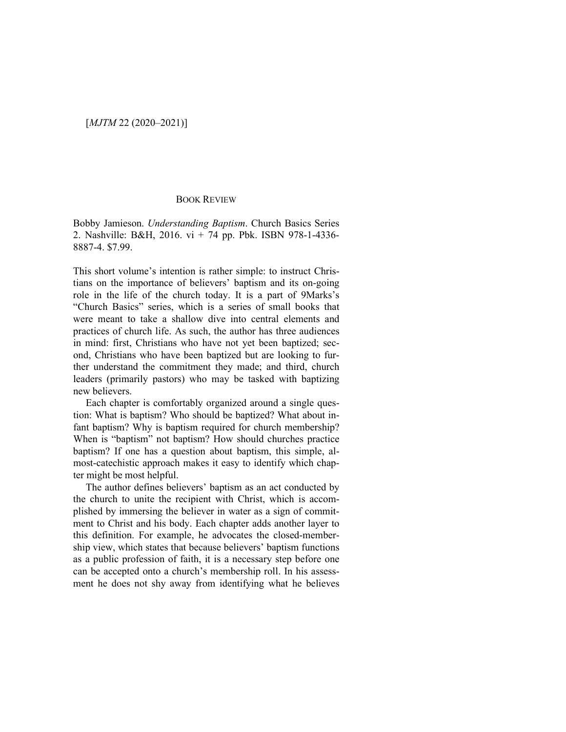## BOOK REVIEW

Bobby Jamieson. *Understanding Baptism*. Church Basics Series 2. Nashville: B&H, 2016. vi + 74 pp. Pbk. ISBN 978-1-4336-8887-4. $7.99.

This short volume's intention is rather simple: to instruct Christians on the importance of believers' baptism and its on-going role in the life of the church today. It is a part of 9Marks's "Church Basics" series, which is a series of small books that were meant to take a shallow dive into central elements and practices of church life. As such, the author has three audiences in mind: first, Christians who have not yet been baptized; second, Christians who have been baptized but are looking to further understand the commitment they made; and third, church leaders (primarily pastors) who may be tasked with baptizing new believers.

Each chapter is comfortably organized around a single question: What is baptism? Who should be baptized? What about infant baptism? Why is baptism required for church membership? When is "baptism" not baptism? How should churches practice baptism? If one has a question about baptism, this simple, almost-catechistic approach makes it easy to identify which chapter might be most helpful.

The author defines believers' baptism as an act conducted by the church to unite the recipient with Christ, which is accomplished by immersing the believer in water as a sign of commitment to Christ and his body. Each chapter adds another layer to this definition. For example, he advocates the closed-membership view, which states that because believers' baptism functions as a public profession of faith, it is a necessary step before one can be accepted onto a church's membership roll. In his assessment he does not shy away from identifying what he believes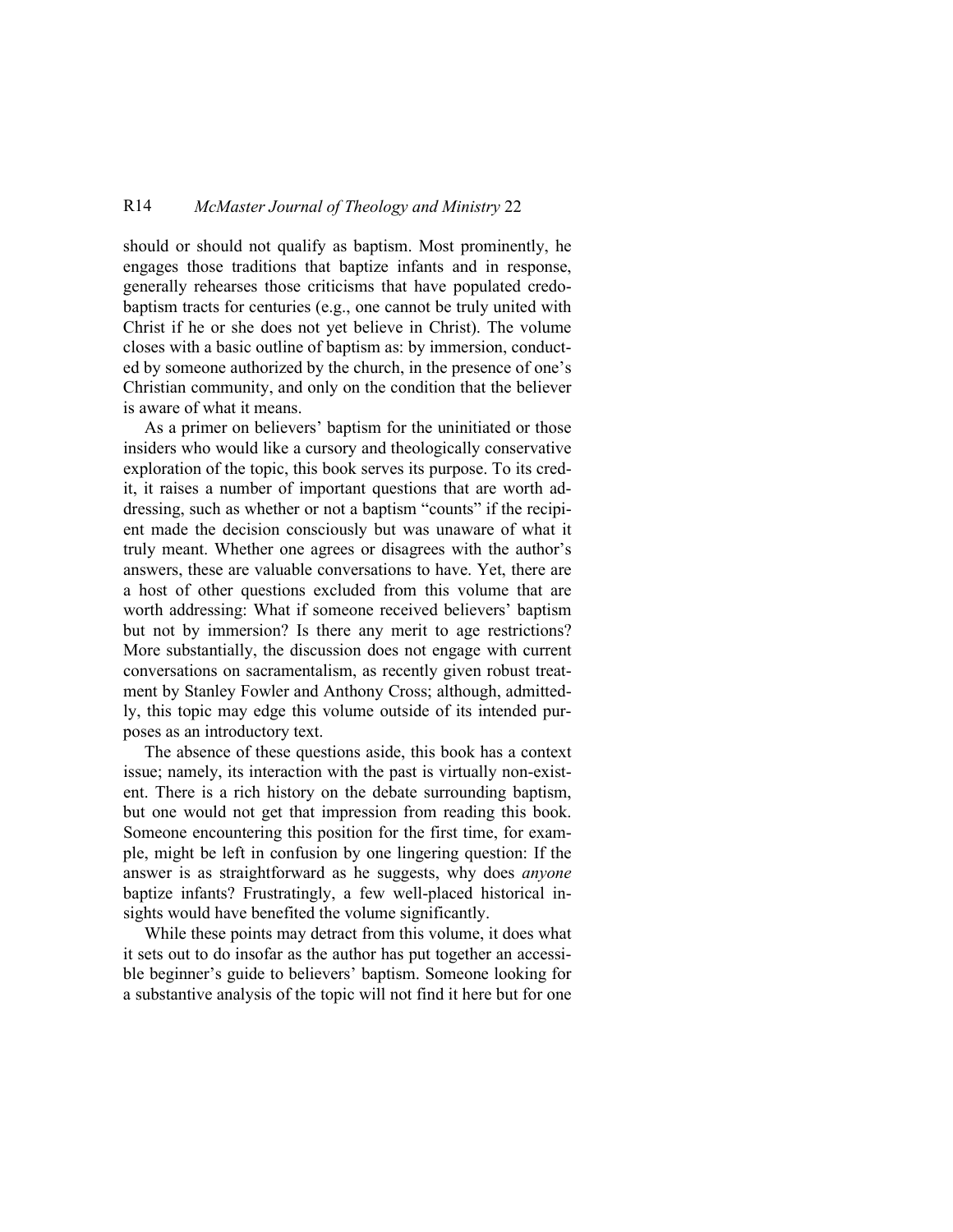should or should not qualify as baptism. Most prominently, he engages those traditions that baptize infants and in response, generally rehearses those criticisms that have populated credobaptism tracts for centuries (e.g., one cannot be truly united with Christ if he or she does not yet believe in Christ). The volume closes with a basic outline of baptism as: by immersion, conducted by someone authorized by the church, in the presence of one's Christian community, and only on the condition that the believer is aware of what it means.

As a primer on believers' baptism for the uninitiated or those insiders who would like a cursory and theologically conservative exploration of the topic, this book serves its purpose. To its credit, it raises a number of important questions that are worth addressing, such as whether or not a baptism "counts" if the recipient made the decision consciously but was unaware of what it truly meant. Whether one agrees or disagrees with the author's answers, these are valuable conversations to have. Yet, there are a host of other questions excluded from this volume that are worth addressing: What if someone received believers' baptism but not by immersion? Is there any merit to age restrictions? More substantially, the discussion does not engage with current conversations on sacramentalism, as recently given robust treatment by Stanley Fowler and Anthony Cross; although, admittedly, this topic may edge this volume outside of its intended purposes as an introductory text.

The absence of these questions aside, this book has a context issue; namely, its interaction with the past is virtually non-existent. There is a rich history on the debate surrounding baptism, but one would not get that impression from reading this book. Someone encountering this position for the first time, for example, might be left in confusion by one lingering question: If the answer is as straightforward as he suggests, why does *anyone* baptize infants? Frustratingly, a few well-placed historical insights would have benefited the volume significantly.

While these points may detract from this volume, it does what it sets out to do insofar as the author has put together an accessible beginner's guide to believers' baptism. Someone looking for a substantive analysis of the topic will not find it here but for one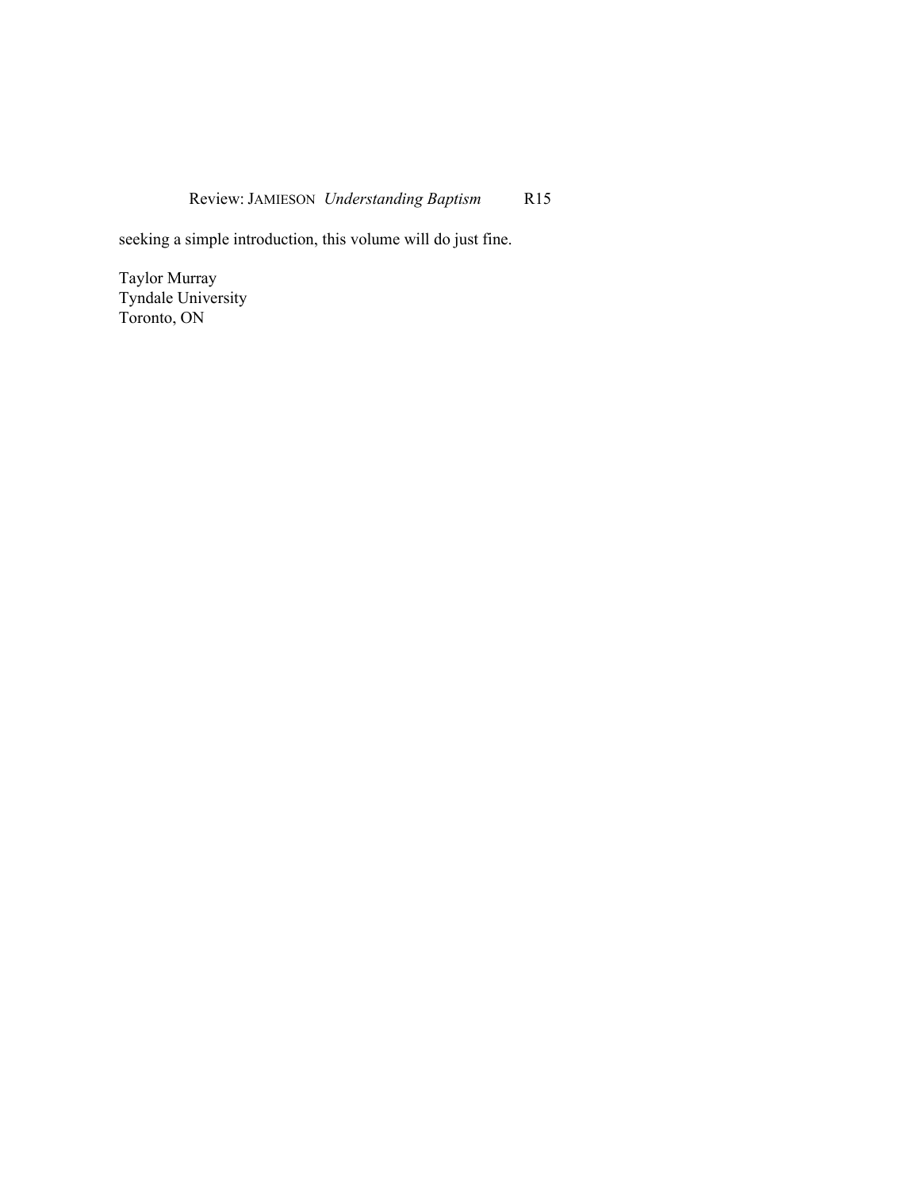seeking a simple introduction, this volume will do just fine.

Taylor Murray  
Tyndale University  
Toronto, ON